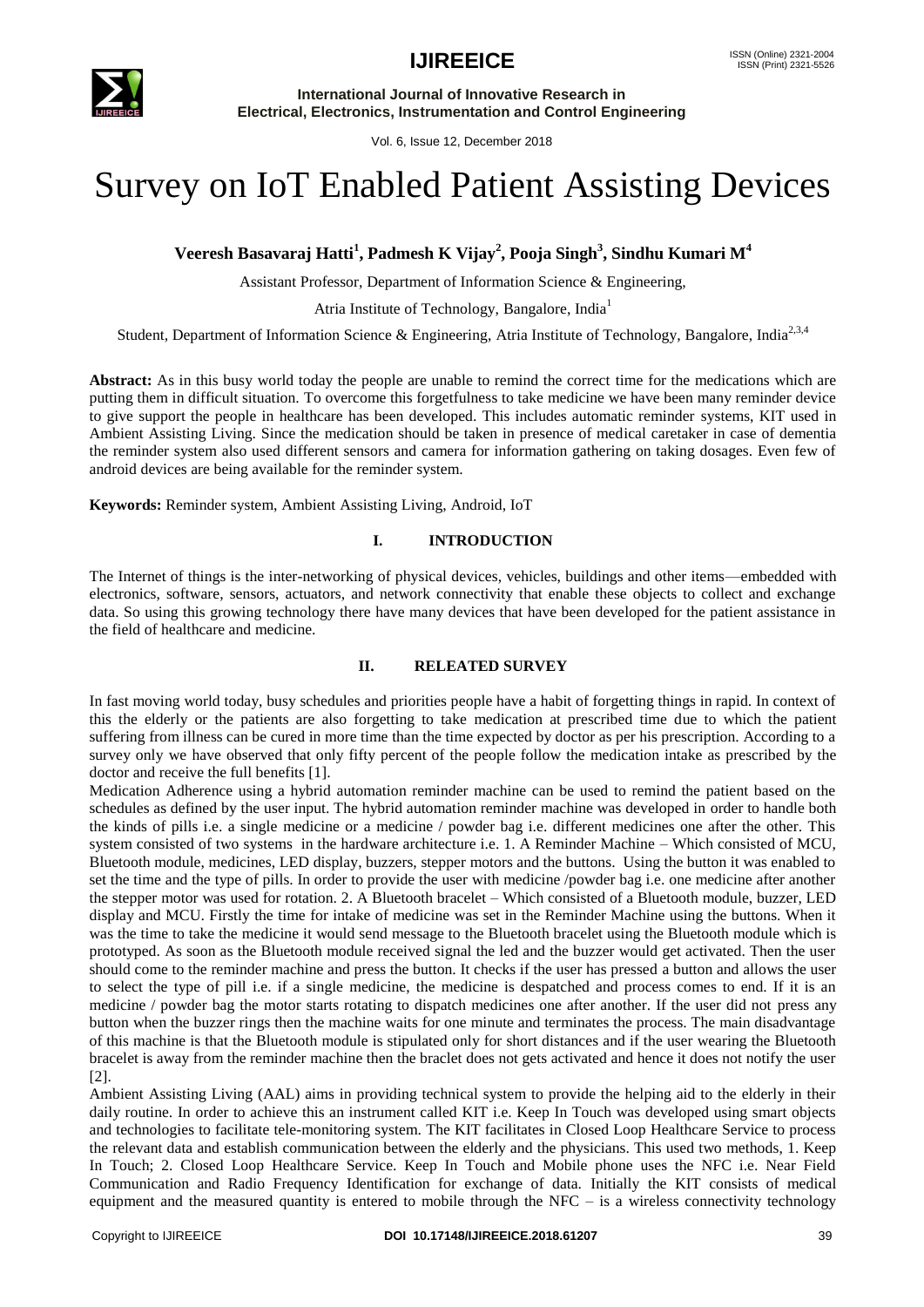# Survey on IoT Enabled Patient Assisting Devices

**Veeresh Basavaraj Hatti[1], Padmesh K Vijay[2], Pooja Singh[3], Sindhu Kumari M[4]**

Assistant Professor, Department of Information Science & Engineering,

Atria Institute of Technology, Bangalore, India[1]

Student, Department of Information Science & Engineering, Atria Institute of Technology, Bangalore, India[2,3,4]

**Abstract:** As in this busy world today the people are unable to remind the correct time for the medications which are putting them in difficult situation. To overcome this forgetfulness to take medicine we have been many reminder device to give support the people in healthcare has been developed. This includes automatic reminder systems, KIT used in Ambient Assisting Living. Since the medication should be taken in presence of medical caretaker in case of dementia the reminder system also used different sensors and camera for information gathering on taking dosages. Even few of android devices are being available for the reminder system.

**Keywords:** Reminder system, Ambient Assisting Living, Android, IoT

## I. INTRODUCTION

The Internet of things is the inter-networking of physical devices, vehicles, buildings and other items—embedded with electronics, software, sensors, actuators, and network connectivity that enable these objects to collect and exchange data. So using this growing technology there have many devices that have been developed for the patient assistance in the field of healthcare and medicine.

## II. RELEATED SURVEY

In fast moving world today, busy schedules and priorities people have a habit of forgetting things in rapid. In context of this the elderly or the patients are also forgetting to take medication at prescribed time due to which the patient suffering from illness can be cured in more time than the time expected by doctor as per his prescription. According to a survey only we have observed that only fifty percent of the people follow the medication intake as prescribed by the doctor and receive the full benefits [1].

Medication Adherence using a hybrid automation reminder machine can be used to remind the patient based on the schedules as defined by the user input. The hybrid automation reminder machine was developed in order to handle both the kinds of pills i.e. a single medicine or a medicine / powder bag i.e. different medicines one after the other. This system consisted of two systems in the hardware architecture i.e. 1. A Reminder Machine – Which consisted of MCU, Bluetooth module, medicines, LED display, buzzers, stepper motors and the buttons. Using the button it was enabled to set the time and the type of pills. In order to provide the user with medicine /powder bag i.e. one medicine after another the stepper motor was used for rotation. 2. A Bluetooth bracelet – Which consisted of a Bluetooth module, buzzer, LED display and MCU. Firstly the time for intake of medicine was set in the Reminder Machine using the buttons. When it was the time to take the medicine it would send message to the Bluetooth bracelet using the Bluetooth module which is prototyped. As soon as the Bluetooth module received signal the led and the buzzer would get activated. Then the user should come to the reminder machine and press the button. It checks if the user has pressed a button and allows the user to select the type of pill i.e. if a single medicine, the medicine is despatched and process comes to end. If it is an medicine / powder bag the motor starts rotating to dispatch medicines one after another. If the user did not press any button when the buzzer rings then the machine waits for one minute and terminates the process. The main disadvantage of this machine is that the Bluetooth module is stipulated only for short distances and if the user wearing the Bluetooth bracelet is away from the reminder machine then the braclet does not gets activated and hence it does not notify the user [2].

Ambient Assisting Living (AAL) aims in providing technical system to provide the helping aid to the elderly in their daily routine. In order to achieve this an instrument called KIT i.e. Keep In Touch was developed using smart objects and technologies to facilitate tele-monitoring system. The KIT facilitates in Closed Loop Healthcare Service to process the relevant data and establish communication between the elderly and the physicians. This used two methods, 1. Keep In Touch; 2. Closed Loop Healthcare Service. Keep In Touch and Mobile phone uses the NFC i.e. Near Field Communication and Radio Frequency Identification for exchange of data. Initially the KIT consists of medical equipment and the measured quantity is entered to mobile through the NFC – is a wireless connectivity technology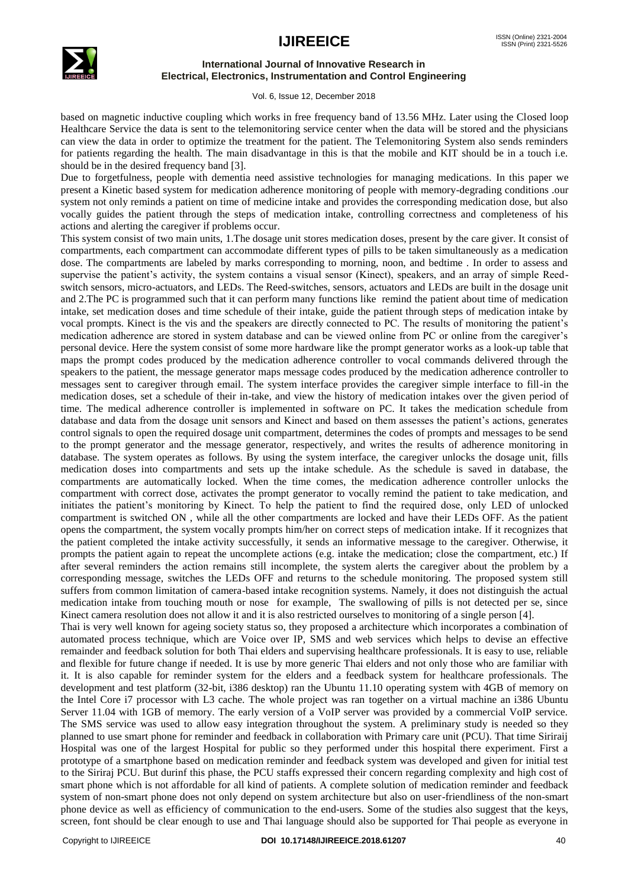based on magnetic inductive coupling which works in free frequency band of 13.56 MHz. Later using the Closed loop Healthcare Service the data is sent to the telemonitoring service center when the data will be stored and the physicians can view the data in order to optimize the treatment for the patient. The Telemonitoring System also sends reminders for patients regarding the health. The main disadvantage in this is that the mobile and KIT should be in a touch i.e. should be in the desired frequency band [3].

Due to forgetfulness, people with dementia need assistive technologies for managing medications. In this paper we present a Kinetic based system for medication adherence monitoring of people with memory-degrading conditions .our system not only reminds a patient on time of medicine intake and provides the corresponding medication dose, but also vocally guides the patient through the steps of medication intake, controlling correctness and completeness of his actions and alerting the caregiver if problems occur.

This system consist of two main units, 1.The dosage unit stores medication doses, present by the care giver. It consist of compartments, each compartment can accommodate different types of pills to be taken simultaneously as a medication dose. The compartments are labeled by marks corresponding to morning, noon, and bedtime . In order to assess and supervise the patient's activity, the system contains a visual sensor (Kinect), speakers, and an array of simple Reed-switch sensors, micro-actuators, and LEDs. The Reed-switches, sensors, actuators and LEDs are built in the dosage unit and 2.The PC is programmed such that it can perform many functions like remind the patient about time of medication intake, set medication doses and time schedule of their intake, guide the patient through steps of medication intake by vocal prompts. Kinect is the vis and the speakers are directly connected to PC. The results of monitoring the patient's medication adherence are stored in system database and can be viewed online from PC or online from the caregiver's personal device. Here the system consist of some more hardware like the prompt generator works as a look-up table that maps the prompt codes produced by the medication adherence controller to vocal commands delivered through the speakers to the patient, the message generator maps message codes produced by the medication adherence controller to messages sent to caregiver through email. The system interface provides the caregiver simple interface to fill-in the medication doses, set a schedule of their in-take, and view the history of medication intakes over the given period of time. The medical adherence controller is implemented in software on PC. It takes the medication schedule from database and data from the dosage unit sensors and Kinect and based on them assesses the patient's actions, generates control signals to open the required dosage unit compartment, determines the codes of prompts and messages to be send to the prompt generator and the message generator, respectively, and writes the results of adherence monitoring in database. The system operates as follows. By using the system interface, the caregiver unlocks the dosage unit, fills medication doses into compartments and sets up the intake schedule. As the schedule is saved in database, the compartments are automatically locked. When the time comes, the medication adherence controller unlocks the compartment with correct dose, activates the prompt generator to vocally remind the patient to take medication, and initiates the patient's monitoring by Kinect. To help the patient to find the required dose, only LED of unlocked compartment is switched ON , while all the other compartments are locked and have their LEDs OFF. As the patient opens the compartment, the system vocally prompts him/her on correct steps of medication intake. If it recognizes that the patient completed the intake activity successfully, it sends an informative message to the caregiver. Otherwise, it prompts the patient again to repeat the uncomplete actions (e.g. intake the medication; close the compartment, etc.) If after several reminders the action remains still incomplete, the system alerts the caregiver about the problem by a corresponding message, switches the LEDs OFF and returns to the schedule monitoring. The proposed system still suffers from common limitation of camera-based intake recognition systems. Namely, it does not distinguish the actual medication intake from touching mouth or nose for example, The swallowing of pills is not detected per se, since Kinect camera resolution does not allow it and it is also restricted ourselves to monitoring of a single person [4].

Thai is very well known for ageing society status so, they proposed a architecture which incorporates a combination of automated process technique, which are Voice over IP, SMS and web services which helps to devise an effective remainder and feedback solution for both Thai elders and supervising healthcare professionals. It is easy to use, reliable and flexible for future change if needed. It is use by more generic Thai elders and not only those who are familiar with it. It is also capable for reminder system for the elders and a feedback system for healthcare professionals. The development and test platform (32-bit, i386 desktop) ran the Ubuntu 11.10 operating system with 4GB of memory on the Intel Core i7 processor with L3 cache. The whole project was ran together on a virtual machine an i386 Ubuntu Server 11.04 with 1GB of memory. The early version of a VoIP server was provided by a commercial VoIP service. The SMS service was used to allow easy integration throughout the system. A preliminary study is needed so they planned to use smart phone for reminder and feedback in collaboration with Primary care unit (PCU). That time Siriraj Hospital was one of the largest Hospital for public so they performed under this hospital there experiment. First a prototype of a smartphone based on medication reminder and feedback system was developed and given for initial test to the Siriraj PCU. But durinf this phase, the PCU staffs expressed their concern regarding complexity and high cost of smart phone which is not affordable for all kind of patients. A complete solution of medication reminder and feedback system of non-smart phone does not only depend on system architecture but also on user-friendliness of the non-smart phone device as well as efficiency of communication to the end-users. Some of the studies also suggest that the keys, screen, font should be clear enough to use and Thai language should also be supported for Thai people as everyone in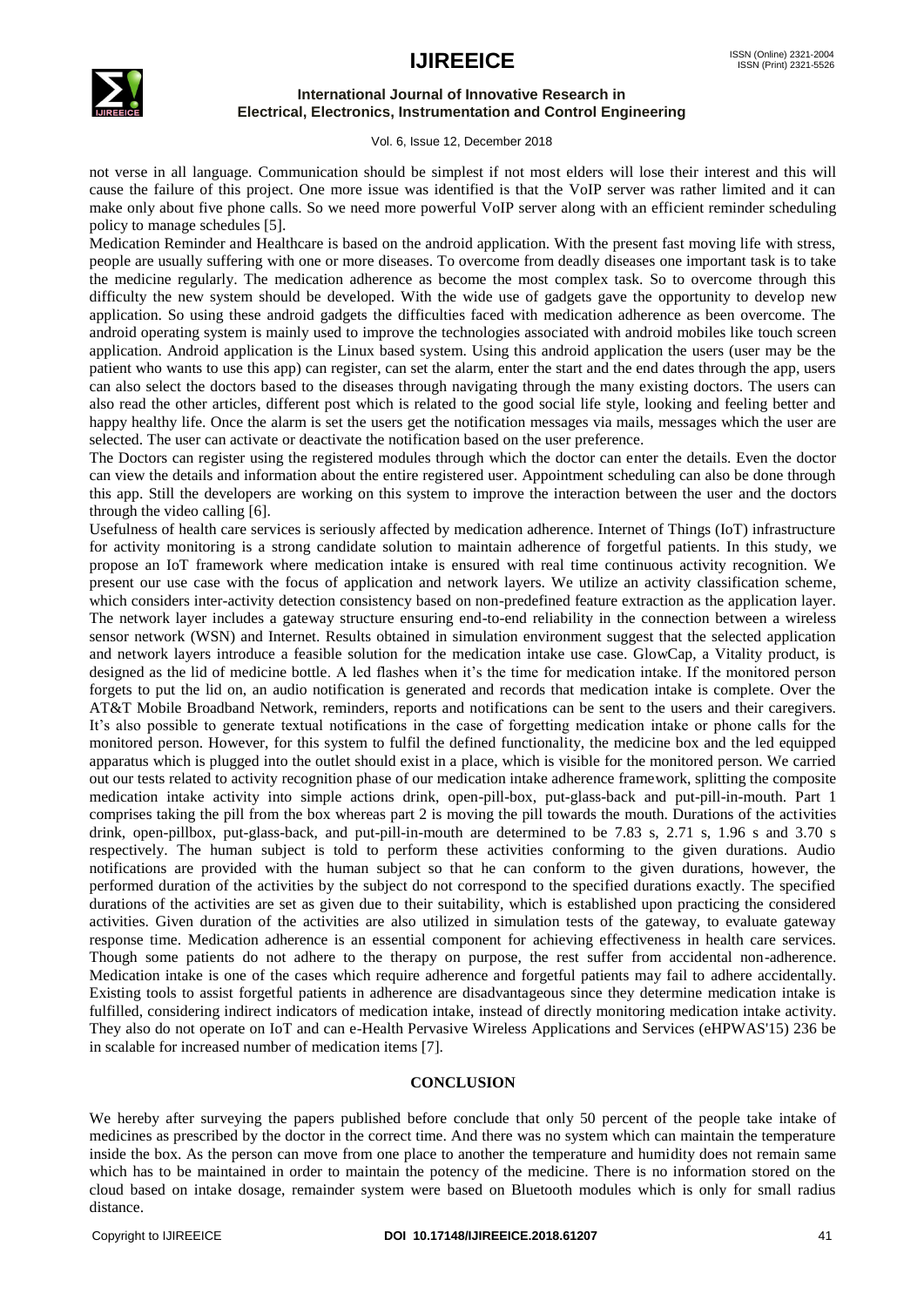not verse in all language. Communication should be simplest if not most elders will lose their interest and this will cause the failure of this project. One more issue was identified is that the VoIP server was rather limited and it can make only about five phone calls. So we need more powerful VoIP server along with an efficient reminder scheduling policy to manage schedules [5].

Medication Reminder and Healthcare is based on the android application. With the present fast moving life with stress, people are usually suffering with one or more diseases. To overcome from deadly diseases one important task is to take the medicine regularly. The medication adherence as become the most complex task. So to overcome through this difficulty the new system should be developed. With the wide use of gadgets gave the opportunity to develop new application. So using these android gadgets the difficulties faced with medication adherence as been overcome. The android operating system is mainly used to improve the technologies associated with android mobiles like touch screen application. Android application is the Linux based system. Using this android application the users (user may be the patient who wants to use this app) can register, can set the alarm, enter the start and the end dates through the app, users can also select the doctors based to the diseases through navigating through the many existing doctors. The users can also read the other articles, different post which is related to the good social life style, looking and feeling better and happy healthy life. Once the alarm is set the users get the notification messages via mails, messages which the user are selected. The user can activate or deactivate the notification based on the user preference.

The Doctors can register using the registered modules through which the doctor can enter the details. Even the doctor can view the details and information about the entire registered user. Appointment scheduling can also be done through this app. Still the developers are working on this system to improve the interaction between the user and the doctors through the video calling [6].

Usefulness of health care services is seriously affected by medication adherence. Internet of Things (IoT) infrastructure for activity monitoring is a strong candidate solution to maintain adherence of forgetful patients. In this study, we propose an IoT framework where medication intake is ensured with real time continuous activity recognition. We present our use case with the focus of application and network layers. We utilize an activity classification scheme, which considers inter-activity detection consistency based on non-predefined feature extraction as the application layer. The network layer includes a gateway structure ensuring end-to-end reliability in the connection between a wireless sensor network (WSN) and Internet. Results obtained in simulation environment suggest that the selected application and network layers introduce a feasible solution for the medication intake use case. GlowCap, a Vitality product, is designed as the lid of medicine bottle. A led flashes when it's the time for medication intake. If the monitored person forgets to put the lid on, an audio notification is generated and records that medication intake is complete. Over the AT&T Mobile Broadband Network, reminders, reports and notifications can be sent to the users and their caregivers. It's also possible to generate textual notifications in the case of forgetting medication intake or phone calls for the monitored person. However, for this system to fulfil the defined functionality, the medicine box and the led equipped apparatus which is plugged into the outlet should exist in a place, which is visible for the monitored person. We carried out our tests related to activity recognition phase of our medication intake adherence framework, splitting the composite medication intake activity into simple actions drink, open-pill-box, put-glass-back and put-pill-in-mouth. Part 1 comprises taking the pill from the box whereas part 2 is moving the pill towards the mouth. Durations of the activities drink, open-pillbox, put-glass-back, and put-pill-in-mouth are determined to be 7.83 s, 2.71 s, 1.96 s and 3.70 s respectively. The human subject is told to perform these activities conforming to the given durations. Audio notifications are provided with the human subject so that he can conform to the given durations, however, the performed duration of the activities by the subject do not correspond to the specified durations exactly. The specified durations of the activities are set as given due to their suitability, which is established upon practicing the considered activities. Given duration of the activities are also utilized in simulation tests of the gateway, to evaluate gateway response time. Medication adherence is an essential component for achieving effectiveness in health care services. Though some patients do not adhere to the therapy on purpose, the rest suffer from accidental non-adherence. Medication intake is one of the cases which require adherence and forgetful patients may fail to adhere accidentally. Existing tools to assist forgetful patients in adherence are disadvantageous since they determine medication intake is fulfilled, considering indirect indicators of medication intake, instead of directly monitoring medication intake activity. They also do not operate on IoT and can e-Health Pervasive Wireless Applications and Services (eHPWAS'15) 236 be in scalable for increased number of medication items [7].

## CONCLUSION

We hereby after surveying the papers published before conclude that only 50 percent of the people take intake of medicines as prescribed by the doctor in the correct time. And there was no system which can maintain the temperature inside the box. As the person can move from one place to another the temperature and humidity does not remain same which has to be maintained in order to maintain the potency of the medicine. There is no information stored on the cloud based on intake dosage, remainder system were based on Bluetooth modules which is only for small radius distance.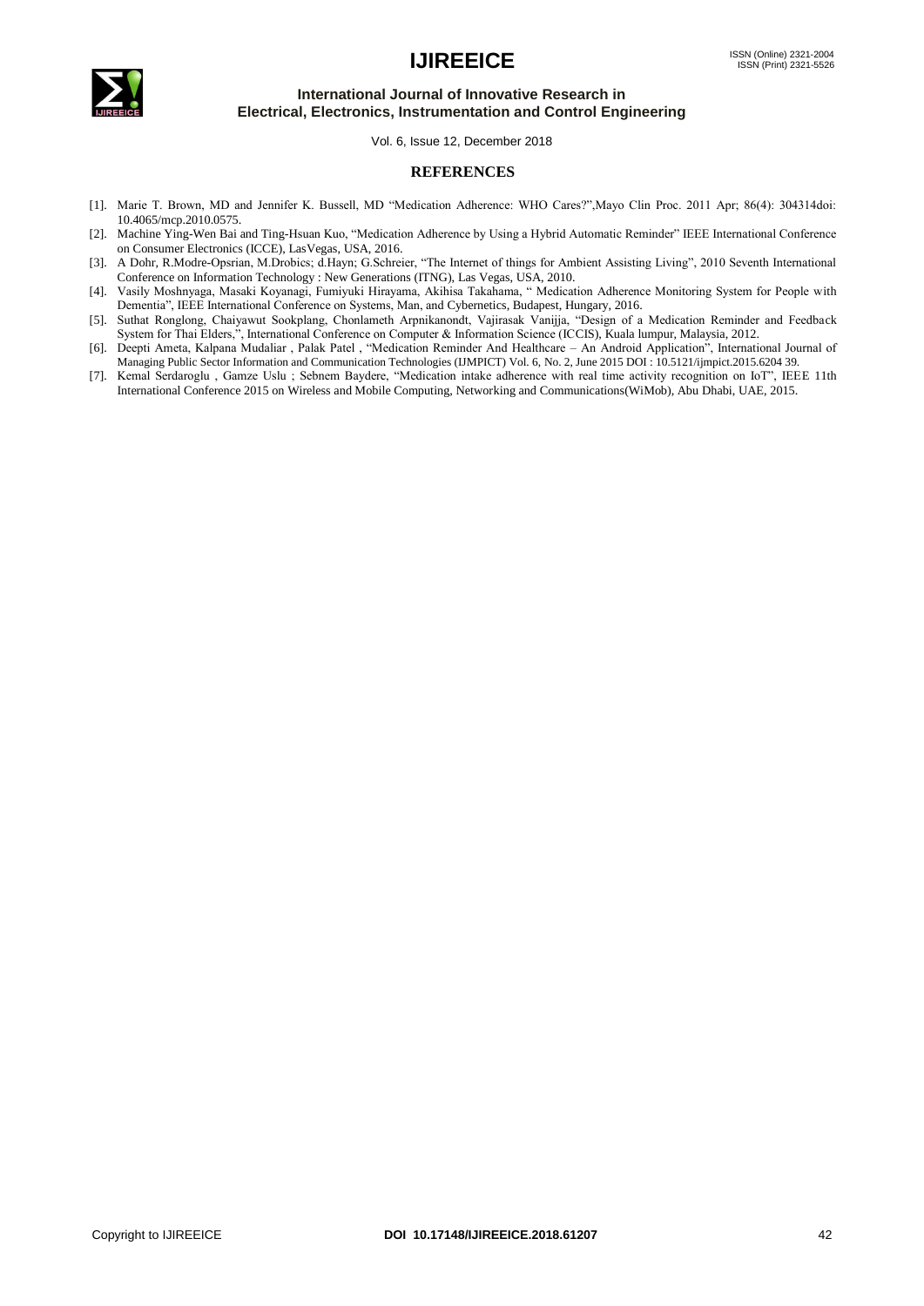## REFERENCES

[1]. Marie T. Brown, MD and Jennifer K. Bussell, MD "Medication Adherence: WHO Cares?",Mayo Clin Proc. 2011 Apr; 86(4): 304314doi: 10.4065/mcp.2010.0575.

[2]. Machine Ying-Wen Bai and Ting-Hsuan Kuo, "Medication Adherence by Using a Hybrid Automatic Reminder" IEEE International Conference on Consumer Electronics (ICCE), LasVegas, USA, 2016.

[3]. A Dohr, R.Modre-Opsrian, M.Drobics; d.Hayn; G.Schreier, "The Internet of things for Ambient Assisting Living", 2010 Seventh International Conference on Information Technology : New Generations (ITNG), Las Vegas, USA, 2010.

[4]. Vasily Moshnyaga, Masaki Koyanagi, Fumiyuki Hirayama, Akihisa Takahama, " Medication Adherence Monitoring System for People with Dementia", IEEE International Conference on Systems, Man, and Cybernetics, Budapest, Hungary, 2016.

[5]. Suthat Ronglong, Chaiyawut Sookplang, Chonlameth Arpnikanondt, Vajirasak Vanijja, "Design of a Medication Reminder and Feedback System for Thai Elders,", International Conference on Computer & Information Science (ICCIS), Kuala lumpur, Malaysia, 2012.

[6]. Deepti Ameta, Kalpana Mudaliar , Palak Patel , "Medication Reminder And Healthcare – An Android Application", International Journal of Managing Public Sector Information and Communication Technologies (IJMPICT) Vol. 6, No. 2, June 2015 DOI : 10.5121/ijmpict.2015.6204 39.

[7]. Kemal Serdaroglu , Gamze Uslu ; Sebnem Baydere, "Medication intake adherence with real time activity recognition on IoT", IEEE 11th International Conference 2015 on Wireless and Mobile Computing, Networking and Communications(WiMob), Abu Dhabi, UAE, 2015.